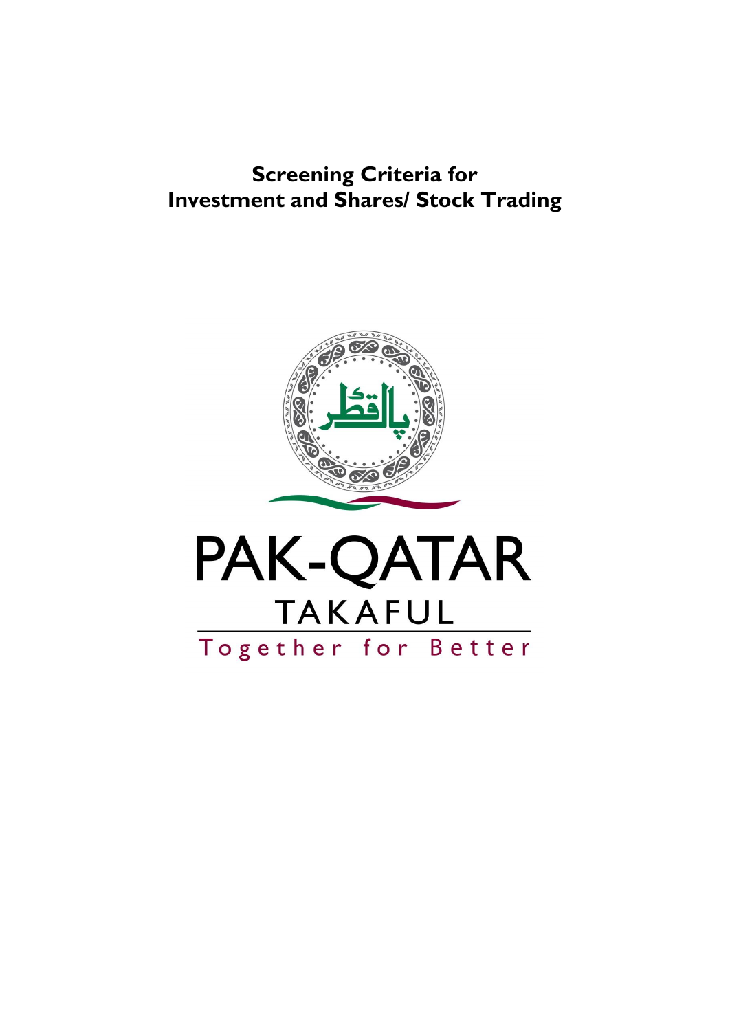# Screening Criteria for Investment and Shares/ Stock Trading

PAK-QATAR

TAKAFUL

Together for Better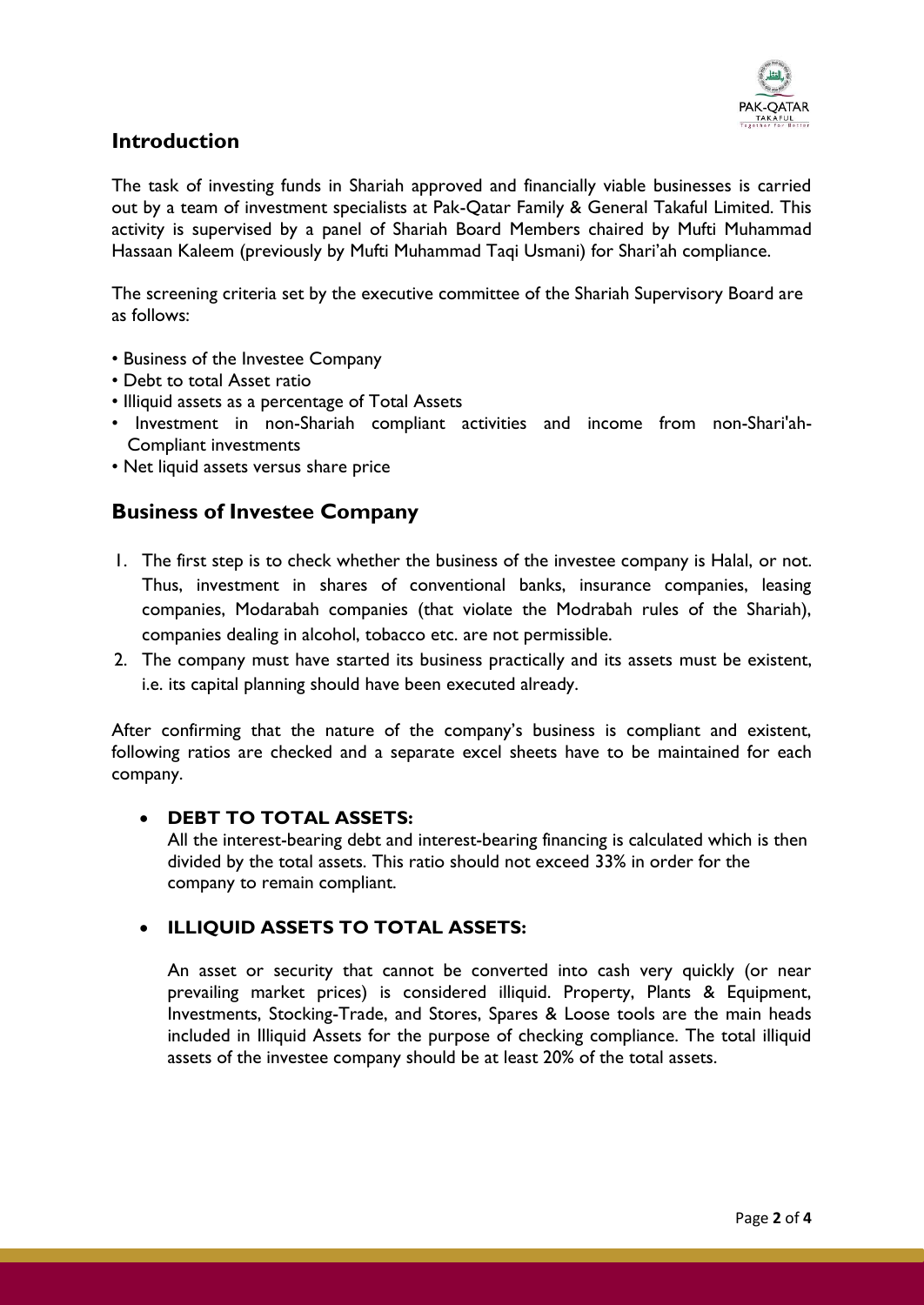## Introduction

The task of investing funds in Shariah approved and financially viable businesses is carried out by a team of investment specialists at Pak-Qatar Family & General Takaful Limited. This activity is supervised by a panel of Shariah Board Members chaired by Mufti Muhammad Hassaan Kaleem (previously by Mufti Muhammad Taqi Usmani) for Shari'ah compliance.

The screening criteria set by the executive committee of the Shariah Supervisory Board are as follows:

- Business of the Investee Company
- Debt to total Asset ratio
- Illiquid assets as a percentage of Total Assets
- Investment in non-Shariah compliant activities and income from non-Shari'ah-Compliant investments
- Net liquid assets versus share price

## Business of Investee Company

1. The first step is to check whether the business of the investee company is Halal, or not. Thus, investment in shares of conventional banks, insurance companies, leasing companies, Modarabah companies (that violate the Modrabah rules of the Shariah), companies dealing in alcohol, tobacco etc. are not permissible.
2. The company must have started its business practically and its assets must be existent, i.e. its capital planning should have been executed already.

After confirming that the nature of the company's business is compliant and existent, following ratios are checked and a separate excel sheets have to be maintained for each company.

- **DEBT TO TOTAL ASSETS:**

  All the interest-bearing debt and interest-bearing financing is calculated which is then divided by the total assets. This ratio should not exceed 33% in order for the company to remain compliant.

- **ILLIQUID ASSETS TO TOTAL ASSETS:**

  An asset or security that cannot be converted into cash very quickly (or near prevailing market prices) is considered illiquid. Property, Plants & Equipment, Investments, Stocking-Trade, and Stores, Spares & Loose tools are the main heads included in Illiquid Assets for the purpose of checking compliance. The total illiquid assets of the investee company should be at least 20% of the total assets.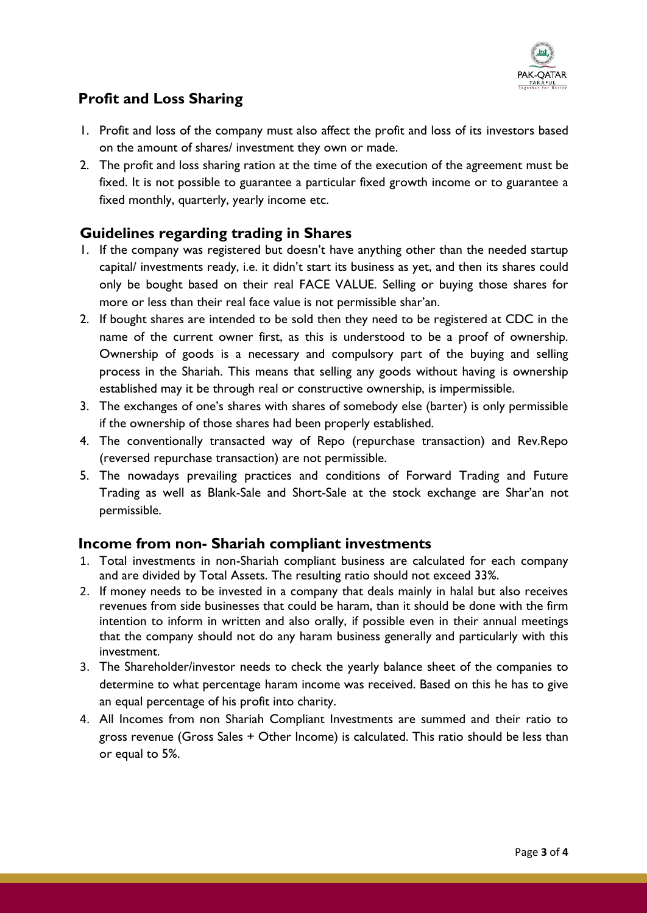## Profit and Loss Sharing

1. Profit and loss of the company must also affect the profit and loss of its investors based on the amount of shares/ investment they own or made.
2. The profit and loss sharing ration at the time of the execution of the agreement must be fixed. It is not possible to guarantee a particular fixed growth income or to guarantee a fixed monthly, quarterly, yearly income etc.

## Guidelines regarding trading in Shares

1. If the company was registered but doesn't have anything other than the needed startup capital/ investments ready, i.e. it didn't start its business as yet, and then its shares could only be bought based on their real FACE VALUE. Selling or buying those shares for more or less than their real face value is not permissible shar'an.
2. If bought shares are intended to be sold then they need to be registered at CDC in the name of the current owner first, as this is understood to be a proof of ownership. Ownership of goods is a necessary and compulsory part of the buying and selling process in the Shariah. This means that selling any goods without having is ownership established may it be through real or constructive ownership, is impermissible.
3. The exchanges of one's shares with shares of somebody else (barter) is only permissible if the ownership of those shares had been properly established.
4. The conventionally transacted way of Repo (repurchase transaction) and Rev.Repo (reversed repurchase transaction) are not permissible.
5. The nowadays prevailing practices and conditions of Forward Trading and Future Trading as well as Blank-Sale and Short-Sale at the stock exchange are Shar'an not permissible.

## Income from non- Shariah compliant investments

1. Total investments in non-Shariah compliant business are calculated for each company and are divided by Total Assets. The resulting ratio should not exceed 33%.
2. If money needs to be invested in a company that deals mainly in halal but also receives revenues from side businesses that could be haram, than it should be done with the firm intention to inform in written and also orally, if possible even in their annual meetings that the company should not do any haram business generally and particularly with this investment.
3. The Shareholder/investor needs to check the yearly balance sheet of the companies to determine to what percentage haram income was received. Based on this he has to give an equal percentage of his profit into charity.
4. All Incomes from non Shariah Compliant Investments are summed and their ratio to gross revenue (Gross Sales + Other Income) is calculated. This ratio should be less than or equal to 5%.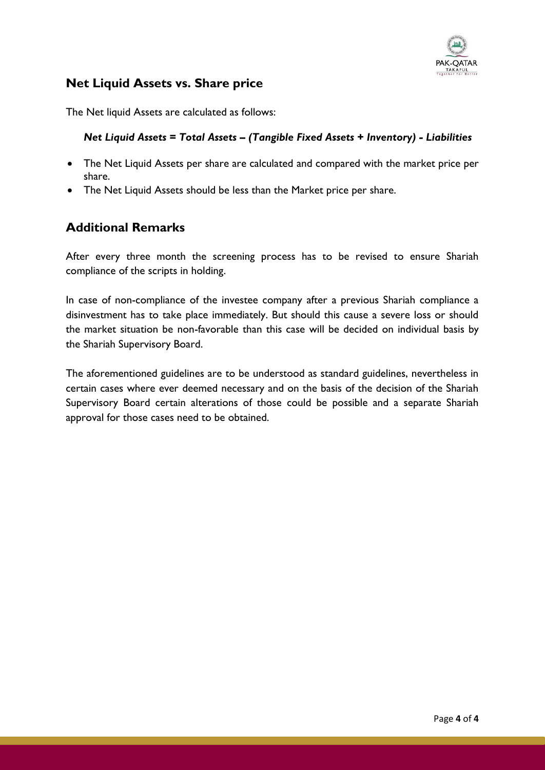## Net Liquid Assets vs. Share price

The Net liquid Assets are calculated as follows:

***Net Liquid Assets = Total Assets – (Tangible Fixed Assets + Inventory) - Liabilities***

- The Net Liquid Assets per share are calculated and compared with the market price per share.
- The Net Liquid Assets should be less than the Market price per share.

## Additional Remarks

After every three month the screening process has to be revised to ensure Shariah compliance of the scripts in holding.

In case of non-compliance of the investee company after a previous Shariah compliance a disinvestment has to take place immediately. But should this cause a severe loss or should the market situation be non-favorable than this case will be decided on individual basis by the Shariah Supervisory Board.

The aforementioned guidelines are to be understood as standard guidelines, nevertheless in certain cases where ever deemed necessary and on the basis of the decision of the Shariah Supervisory Board certain alterations of those could be possible and a separate Shariah approval for those cases need to be obtained.